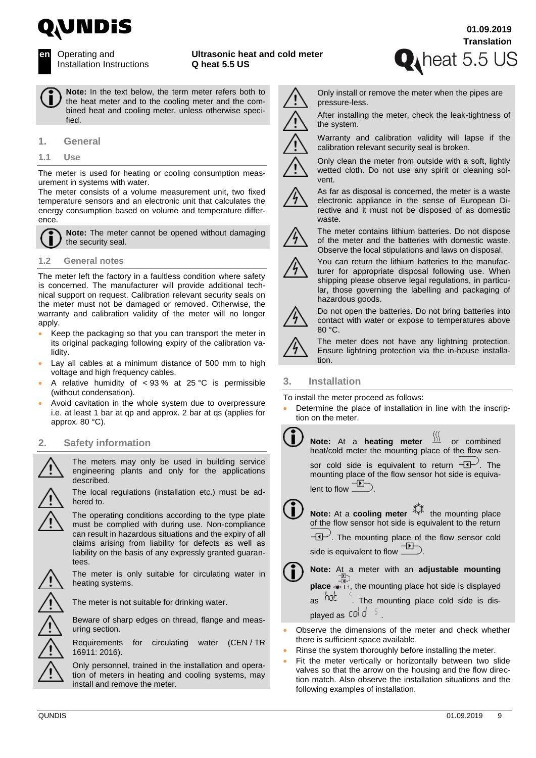**en** Operating and Installation Instructions

**Ultrasonic heat and cold meter Q heat 5.5 US**

01.09.2019
Translation

Q heat 5.5 US

**Note:** In the text below, the term meter refers both to the heat meter and to the cooling meter and the combined heat and cooling meter, unless otherwise specified.

## 1. General

### 1.1 Use

The meter is used for heating or cooling consumption measurement in systems with water.
The meter consists of a volume measurement unit, two fixed temperature sensors and an electronic unit that calculates the energy consumption based on volume and temperature difference.

**Note:** The meter cannot be opened without damaging the security seal.

### 1.2 General notes

The meter left the factory in a faultless condition where safety is concerned. The manufacturer will provide additional technical support on request. Calibration relevant security seals on the meter must not be damaged or removed. Otherwise, the warranty and calibration validity of the meter will no longer apply.

- Keep the packaging so that you can transport the meter in its original packaging following expiry of the calibration validity.
- Lay all cables at a minimum distance of 500 mm to high voltage and high frequency cables.
- A relative humidity of < 93 % at 25 °C is permissible (without condensation).
- Avoid cavitation in the whole system due to overpressure i.e. at least 1 bar at qp and approx. 2 bar at qs (applies for approx. 80 °C).

## 2. Safety information

The meters may only be used in building service engineering plants and only for the applications described.

The local regulations (installation etc.) must be adhered to.

The operating conditions according to the type plate must be complied with during use. Non-compliance can result in hazardous situations and the expiry of all claims arising from liability for defects as well as liability on the basis of any expressly granted guarantees.

The meter is only suitable for circulating water in heating systems.

The meter is not suitable for drinking water.

Beware of sharp edges on thread, flange and measuring section.

Requirements for circulating water (CEN / TR 16911: 2016).

Only personnel, trained in the installation and operation of meters in heating and cooling systems, may install and remove the meter.

Only install or remove the meter when the pipes are pressure-less.

After installing the meter, check the leak-tightness of the system.

Warranty and calibration validity will lapse if the calibration relevant security seal is broken.

Only clean the meter from outside with a soft, lightly wetted cloth. Do not use any spirit or cleaning solvent.

As far as disposal is concerned, the meter is a waste electronic appliance in the sense of European Directive and it must not be disposed of as domestic waste.

The meter contains lithium batteries. Do not dispose of the meter and the batteries with domestic waste. Observe the local stipulations and laws on disposal.

You can return the lithium batteries to the manufacturer for appropriate disposal following use. When shipping please observe legal regulations, in particular, those governing the labelling and packaging of hazardous goods.

Do not open the batteries. Do not bring batteries into contact with water or expose to temperatures above 80 °C.

The meter does not have any lightning protection. Ensure lightning protection via the in-house installation.

## 3. Installation

To install the meter proceed as follows:

- Determine the place of installation in line with the inscription on the meter.

**Note:** At a **heating meter** or combined heat/cold meter the mounting place of the flow sensor cold side is equivalent to return. The mounting place of the flow sensor hot side is equivalent to flow.

**Note:** At a **cooling meter** the mounting place of the flow sensor hot side is equivalent to the return. The mounting place of the flow sensor cold side is equivalent to flow.

**Note:** At a meter with an **adjustable mounting place** L1, the mounting place hot side is displayed as hot. The mounting place cold side is displayed as cold.

- Observe the dimensions of the meter and check whether there is sufficient space available.
- Rinse the system thoroughly before installing the meter.
- Fit the meter vertically or horizontally between two slide valves so that the arrow on the housing and the flow direction match. Also observe the installation situations and the following examples of installation.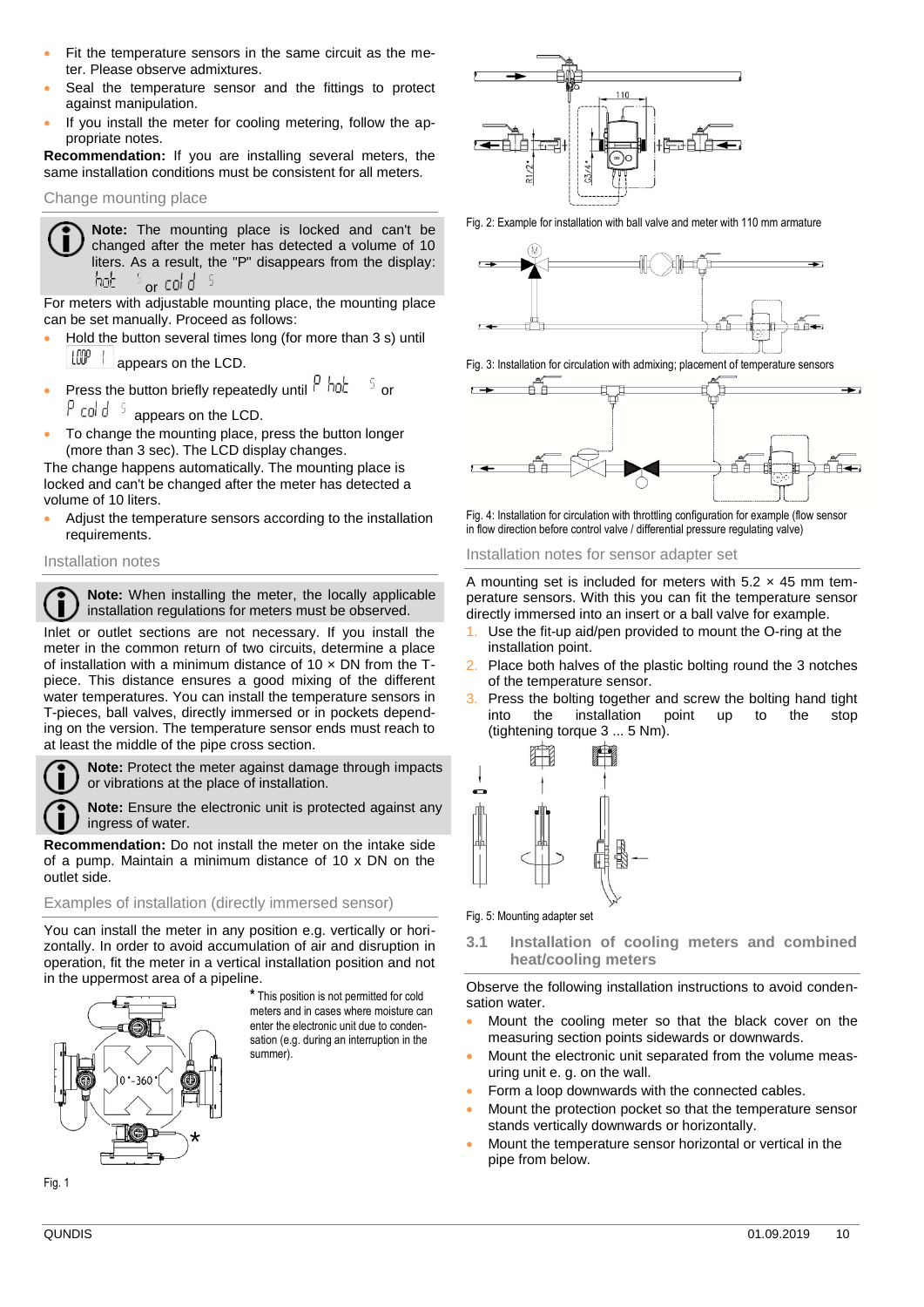- Fit the temperature sensors in the same circuit as the meter. Please observe admixtures.
- Seal the temperature sensor and the fittings to protect against manipulation.
- If you install the meter for cooling metering, follow the appropriate notes.

**Recommendation:** If you are installing several meters, the same installation conditions must be consistent for all meters.

### Change mounting place

**Note:** The mounting place is locked and can't be changed after the meter has detected a volume of 10 liters. As a result, the "P" disappears from the display: hot 5 or cold 5

For meters with adjustable mounting place, the mounting place can be set manually. Proceed as follows:

- Hold the button several times long (for more than 3 s) until LOOP 1 appears on the LCD.
- Press the button briefly repeatedly until P hot 5 or P cold 5 appears on the LCD.
- To change the mounting place, press the button longer (more than 3 sec). The LCD display changes.

The change happens automatically. The mounting place is locked and can't be changed after the meter has detected a volume of 10 liters.

- Adjust the temperature sensors according to the installation requirements.

### Installation notes

**Note:** When installing the meter, the locally applicable installation regulations for meters must be observed.

Inlet or outlet sections are not necessary. If you install the meter in the common return of two circuits, determine a place of installation with a minimum distance of 10 × DN from the T-piece. This distance ensures a good mixing of the different water temperatures. You can install the temperature sensors in T-pieces, ball valves, directly immersed or in pockets depending on the version. The temperature sensor ends must reach to at least the middle of the pipe cross section.

**Note:** Protect the meter against damage through impacts or vibrations at the place of installation.

**Note:** Ensure the electronic unit is protected against any ingress of water.

**Recommendation:** Do not install the meter on the intake side of a pump. Maintain a minimum distance of 10 x DN on the outlet side.

### Examples of installation (directly immersed sensor)

You can install the meter in any position e.g. vertically or horizontally. In order to avoid accumulation of air and disruption in operation, fit the meter in a vertical installation position and not in the uppermost area of a pipeline.

\* This position is not permitted for cold meters and in cases where moisture can enter the electronic unit due to condensation (e.g. during an interruption in the summer).

Fig. 1

Fig. 2: Example for installation with ball valve and meter with 110 mm armature

Fig. 3: Installation for circulation with admixing; placement of temperature sensors

Fig. 4: Installation for circulation with throttling configuration for example (flow sensor in flow direction before control valve / differential pressure regulating valve)

### Installation notes for sensor adapter set

A mounting set is included for meters with 5.2 × 45 mm temperature sensors. With this you can fit the temperature sensor directly immersed into an insert or a ball valve for example.

1. Use the fit-up aid/pen provided to mount the O-ring at the installation point.
2. Place both halves of the plastic bolting round the 3 notches of the temperature sensor.
3. Press the bolting together and screw the bolting hand tight into the installation point up to the stop (tightening torque 3 ... 5 Nm).

Fig. 5: Mounting adapter set

## 3.1 Installation of cooling meters and combined heat/cooling meters

Observe the following installation instructions to avoid condensation water.

- Mount the cooling meter so that the black cover on the measuring section points sidewards or downwards.
- Mount the electronic unit separated from the volume measuring unit e. g. on the wall.
- Form a loop downwards with the connected cables.
- Mount the protection pocket so that the temperature sensor stands vertically downwards or horizontally.
- Mount the temperature sensor horizontal or vertical in the pipe from below.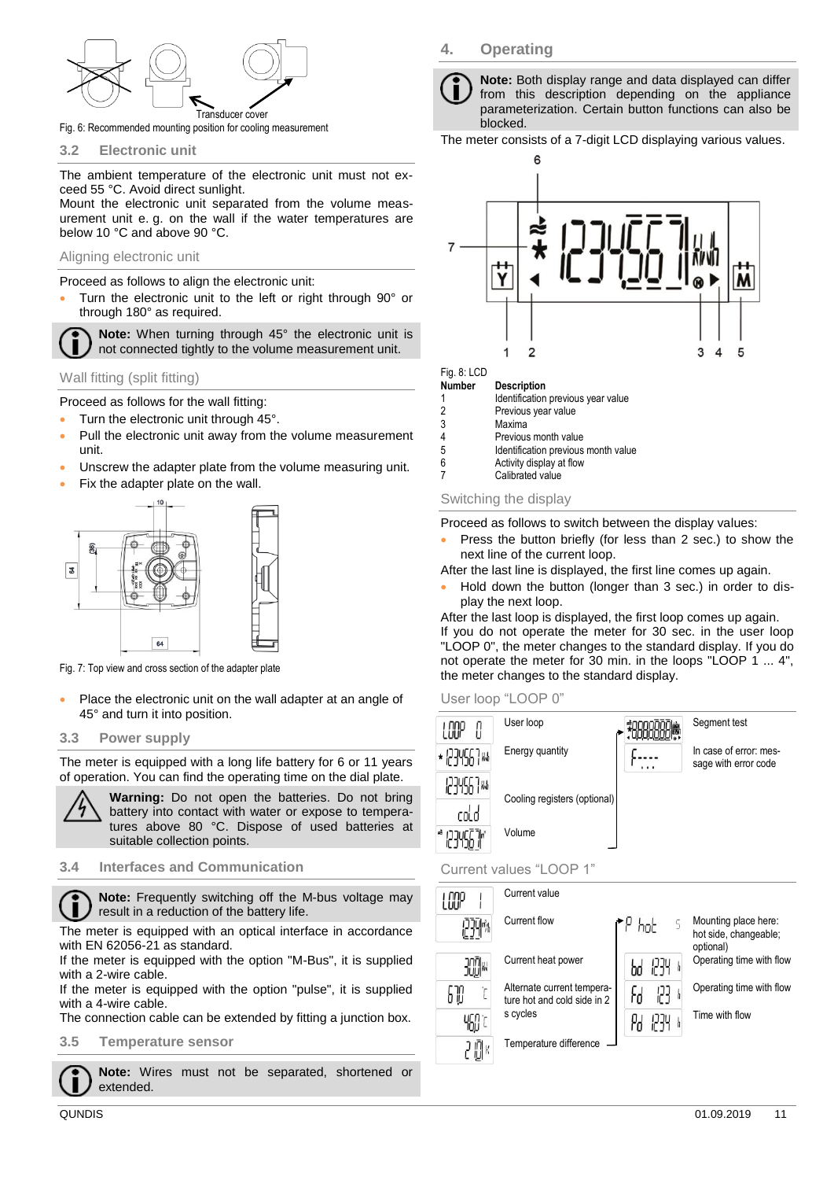Transducer cover

Fig. 6: Recommended mounting position for cooling measurement

## 3.2 Electronic unit

The ambient temperature of the electronic unit must not exceed 55 °C. Avoid direct sunlight.
Mount the electronic unit separated from the volume measurement unit e. g. on the wall if the water temperatures are below 10 °C and above 90 °C.

### Aligning electronic unit

Proceed as follows to align the electronic unit:

- Turn the electronic unit to the left or right through 90° or through 180° as required.

**Note:** When turning through 45° the electronic unit is not connected tightly to the volume measurement unit.

### Wall fitting (split fitting)

Proceed as follows for the wall fitting:

- Turn the electronic unit through 45°.
- Pull the electronic unit away from the volume measurement unit.
- Unscrew the adapter plate from the volume measuring unit.
- Fix the adapter plate on the wall.

Fig. 7: Top view and cross section of the adapter plate

- Place the electronic unit on the wall adapter at an angle of 45° and turn it into position.

## 3.3 Power supply

The meter is equipped with a long life battery for 6 or 11 years of operation. You can find the operating time on the dial plate.

**Warning:** Do not open the batteries. Do not bring battery into contact with water or expose to temperatures above 80 °C. Dispose of used batteries at suitable collection points.

## 3.4 Interfaces and Communication

**Note:** Frequently switching off the M-bus voltage may result in a reduction of the battery life.

The meter is equipped with an optical interface in accordance with EN 62056-21 as standard.
If the meter is equipped with the option "M-Bus", it is supplied with a 2-wire cable.
If the meter is equipped with the option "pulse", it is supplied with a 4-wire cable.
The connection cable can be extended by fitting a junction box.

## 3.5 Temperature sensor

**Note:** Wires must not be separated, shortened or extended.

# 4. Operating

**Note:** Both display range and data displayed can differ from this description depending on the appliance parameterization. Certain button functions can also be blocked.

The meter consists of a 7-digit LCD displaying various values.

Fig. 8: LCD

| Number | Description |
|---|---|
| 1 | Identification previous year value |
| 2 | Previous year value |
| 3 | Maxima |
| 4 | Previous month value |
| 5 | Identification previous month value |
| 6 | Activity display at flow |
| 7 | Calibrated value |

### Switching the display

Proceed as follows to switch between the display values:

- Press the button briefly (for less than 2 sec.) to show the next line of the current loop.

After the last line is displayed, the first line comes up again.

- Hold down the button (longer than 3 sec.) in order to display the next loop.

After the last loop is displayed, the first loop comes up again.
If you do not operate the meter for 30 sec. in the user loop "LOOP 0", the meter changes to the standard display. If you do not operate the meter for 30 min. in the loops "LOOP 1 ... 4", the meter changes to the standard display.

### User loop "LOOP 0"

| Display | Description | Display | Description |
|---|---|---|---|
| LOOP 0 | User loop | 8888888 | Segment test |
| 1234567 | Energy quantity | F---- | In case of error: message with error code |
| 1234567 | Cooling registers (optional) | | |
| cold | | | |
| 1234567 | Volume | | |

### Current values "LOOP 1"

| Display | Description | Display | Description |
|---|---|---|---|
| LOOP 1 | Current value | | |
| 1234 | Current flow | P hot | Mounting place here: hot side, changeable; optional) |
| 3000 | Current heat power | bd 1234 | Operating time with flow |
| 67.0 | Alternate current temperature hot and cold side in 2 s cycles | Fd 123 | Operating time with flow |
| 46.0 | | Pd 1234 | Time with flow |
| 21.0 | Temperature difference | | |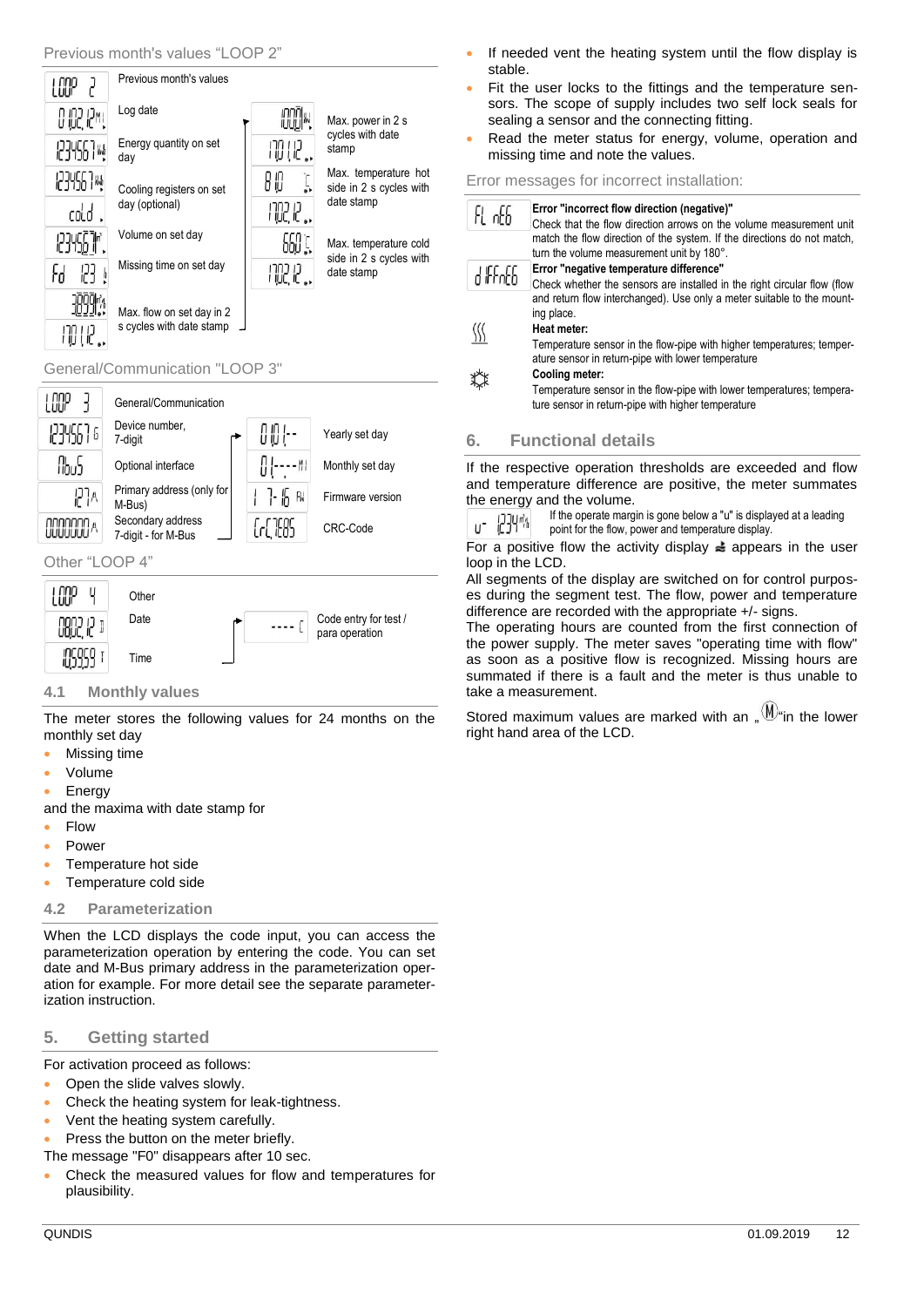Previous month's values "LOOP 2"

| LCD | Description | LCD | Description |
|---|---|---|---|
| LOOP 2 | Previous month's values | | |
| 01.02.12 | Log date | 1000 kW | Max. power in 2 s cycles with date stamp |
| 1234567 kWh | Energy quantity on set day | 17.01.12 | |
| 1234567 kWh / cold | Cooling registers on set day (optional) | 81.0 °C | Max. temperature hot side in 2 s cycles with date stamp |
| 12345.67 m³ | Volume on set day | 17.02.12 | |
| Fd 123 h | Missing time on set day | 66.0 °C | Max. temperature cold side in 2 s cycles with date stamp |
| 3.899 m³/h | Max. flow on set day in 2 s cycles with date stamp | 17.02.12 | |
| 17.01.12 | | | |

General/Communication "LOOP 3"

| LCD | Description | LCD | Description |
|---|---|---|---|
| LOOP 3 | General/Communication | | |
| 1234567 | Device number, 7-digit | 01.01.-- | Yearly set day |
| MbuS | Optional interface | 01.----- | Monthly set day |
| 127 | Primary address (only for M-Bus) | 1 7-16 | Firmware version |
| 00000000 | Secondary address 7-digit - for M-Bus | CrC7E85 | CRC-Code |

Other "LOOP 4"

| LCD | Description | LCD | Description |
|---|---|---|---|
| LOOP 4 | Other | | |
| 08.02.12 | Date | ---- C | Code entry for test / para operation |
| 10:59:59 | Time | | |

## 4.1 Monthly values

The meter stores the following values for 24 months on the monthly set day

- Missing time
- Volume
- Energy

and the maxima with date stamp for

- Flow
- Power
- Temperature hot side
- Temperature cold side

## 4.2 Parameterization

When the LCD displays the code input, you can access the parameterization operation by entering the code. You can set date and M-Bus primary address in the parameterization operation for example. For more detail see the separate parameterization instruction.

## 5. Getting started

For activation proceed as follows:

- Open the slide valves slowly.
- Check the heating system for leak-tightness.
- Vent the heating system carefully.
- Press the button on the meter briefly.

The message "F0" disappears after 10 sec.

- Check the measured values for flow and temperatures for plausibility.
- If needed vent the heating system until the flow display is stable.
- Fit the user locks to the fittings and the temperature sensors. The scope of supply includes two self lock seals for sealing a sensor and the connecting fitting.
- Read the meter status for energy, volume, operation and missing time and note the values.

Error messages for incorrect installation:

| LCD | Description |
|---|---|
| FL nEG | **Error "incorrect flow direction (negative)"** Check that the flow direction arrows on the volume measurement unit match the flow direction of the system. If the directions do not match, turn the volume measurement unit by 180°. |
| d IFFnEG | **Error "negative temperature difference"** Check whether the sensors are installed in the right circular flow (flow and return flow interchanged). Use only a meter suitable to the mounting place. |
| (heat symbol) | **Heat meter:** Temperature sensor in the flow-pipe with higher temperatures; temperature sensor in return-pipe with lower temperature |
| (cooling symbol) | **Cooling meter:** Temperature sensor in the flow-pipe with lower temperatures; temperature sensor in return-pipe with higher temperature |

## 6. Functional details

If the respective operation thresholds are exceeded and flow and temperature difference are positive, the meter summates the energy and the volume.

| LCD | Description |
|---|---|
| u- 1234 m³/h | If the operate margin is gone below a "u" is displayed at a leading point for the flow, power and temperature display. |

For a positive flow the activity display appears in the user loop in the LCD.

All segments of the display are switched on for control purposes during the segment test. The flow, power and temperature difference are recorded with the appropriate +/- signs.

The operating hours are counted from the first connection of the power supply. The meter saves "operating time with flow" as soon as a positive flow is recognized. Missing hours are summated if there is a fault and the meter is thus unable to take a measurement.

Stored maximum values are marked with an „M"in the lower right hand area of the LCD.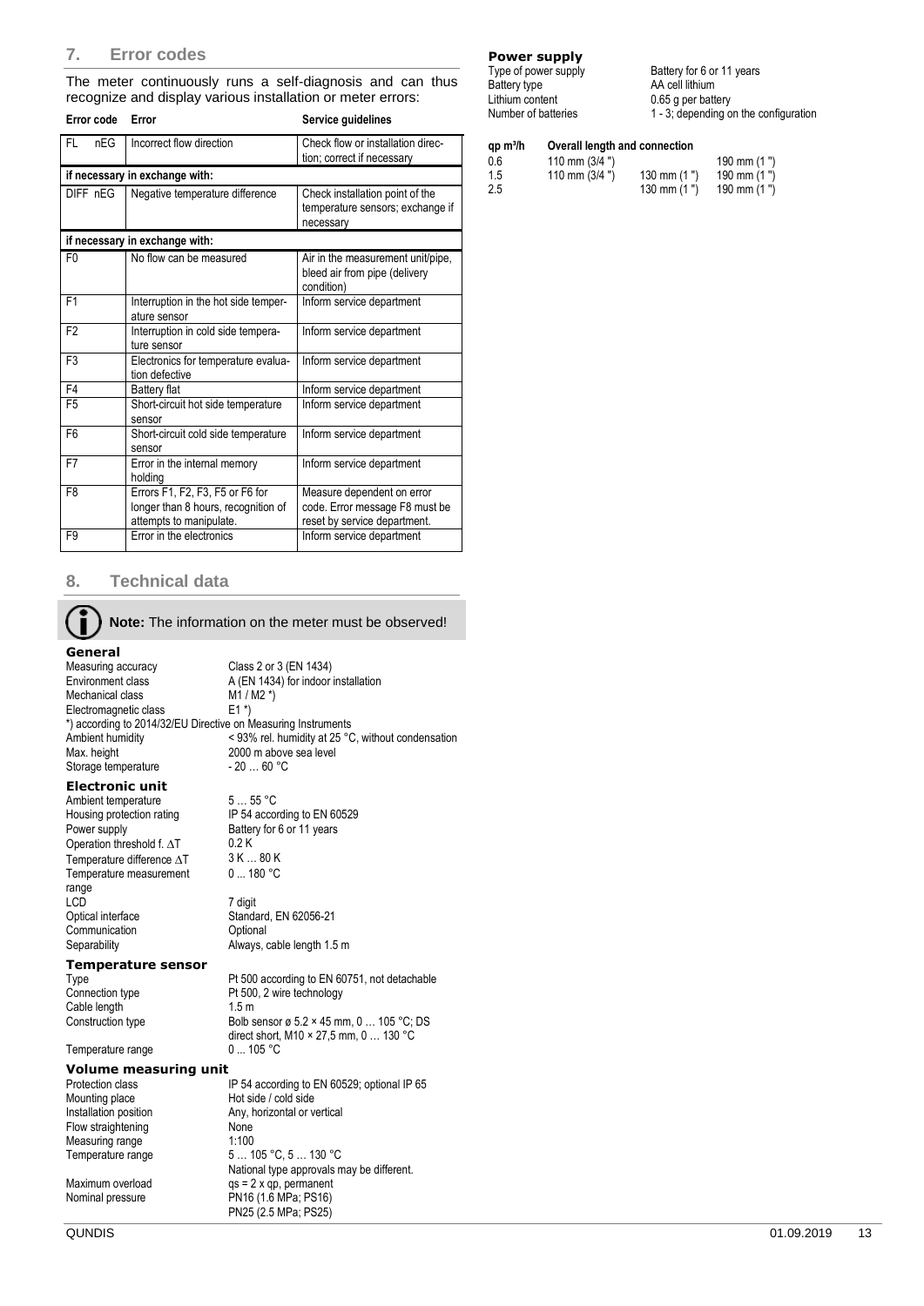## 7. Error codes

The meter continuously runs a self-diagnosis and can thus recognize and display various installation or meter errors:

| Error code | Error | Service guidelines |
|---|---|---|
| FL nEG | Incorrect flow direction | Check flow or installation direction; correct if necessary |
| if necessary in exchange with: | | |
| DIFF nEG | Negative temperature difference | Check installation point of the temperature sensors; exchange if necessary |
| if necessary in exchange with: | | |
| F0 | No flow can be measured | Air in the measurement unit/pipe, bleed air from pipe (delivery condition) |
| F1 | Interruption in the hot side temperature sensor | Inform service department |
| F2 | Interruption in cold side temperature sensor | Inform service department |
| F3 | Electronics for temperature evaluation defective | Inform service department |
| F4 | Battery flat | Inform service department |
| F5 | Short-circuit hot side temperature sensor | Inform service department |
| F6 | Short-circuit cold side temperature sensor | Inform service department |
| F7 | Error in the internal memory holding | Inform service department |
| F8 | Errors F1, F2, F3, F5 or F6 for longer than 8 hours, recognition of attempts to manipulate. | Measure dependent on error code. Error message F8 must be reset by service department. |
| F9 | Error in the electronics | Inform service department |

## 8. Technical data

**Note:** The information on the meter must be observed!

### General

| | |
|---|---|
| Measuring accuracy | Class 2 or 3 (EN 1434) |
| Environment class | A (EN 1434) for indoor installation |
| Mechanical class | M1 / M2 *) |
| Electromagnetic class | E1 *) |

*) according to 2014/32/EU Directive on Measuring Instruments

| | |
|---|---|
| Ambient humidity | < 93% rel. humidity at 25 °C, without condensation |
| Max. height | 2000 m above sea level |
| Storage temperature | - 20 … 60 °C |

### Electronic unit

| | |
|---|---|
| Ambient temperature | 5 … 55 °C |
| Housing protection rating | IP 54 according to EN 60529 |
| Power supply | Battery for 6 or 11 years |
| Operation threshold f. ∆T | 0.2 K |
| Temperature difference ∆T | 3 K … 80 K |
| Temperature measurement range | 0 ... 180 °C |
| LCD | 7 digit |
| Optical interface | Standard, EN 62056-21 |
| Communication | Optional |
| Separability | Always, cable length 1.5 m |

### Temperature sensor

| | |
|---|---|
| Type | Pt 500 according to EN 60751, not detachable |
| Connection type | Pt 500, 2 wire technology |
| Cable length | 1.5 m |
| Construction type | Bolb sensor ø 5.2 × 45 mm, 0 … 105 °C; DS direct short, M10 × 27,5 mm, 0 … 130 °C |
| Temperature range | 0 ... 105 °C |

### Volume measuring unit

| | |
|---|---|
| Protection class | IP 54 according to EN 60529; optional IP 65 |
| Mounting place | Hot side / cold side |
| Installation position | Any, horizontal or vertical |
| Flow straightening | None |
| Measuring range | 1:100 |
| Temperature range | 5 … 105 °C, 5 … 130 °C<br>National type approvals may be different. |
| Maximum overload | qs = 2 x qp, permanent |
| Nominal pressure | PN16 (1.6 MPa; PS16)<br>PN25 (2.5 MPa; PS25) |

### Power supply

| | |
|---|---|
| Type of power supply | Battery for 6 or 11 years |
| Battery type | AA cell lithium |
| Lithium content | 0.65 g per battery |
| Number of batteries | 1 - 3; depending on the configuration |

| qp m³/h | Overall length and connection | | |
|---|---|---|---|
| 0.6 | 110 mm (3/4 ") | | 190 mm (1 ") |
| 1.5 | 110 mm (3/4 ") | 130 mm (1 ") | 190 mm (1 ") |
| 2.5 | | 130 mm (1 ") | 190 mm (1 ") |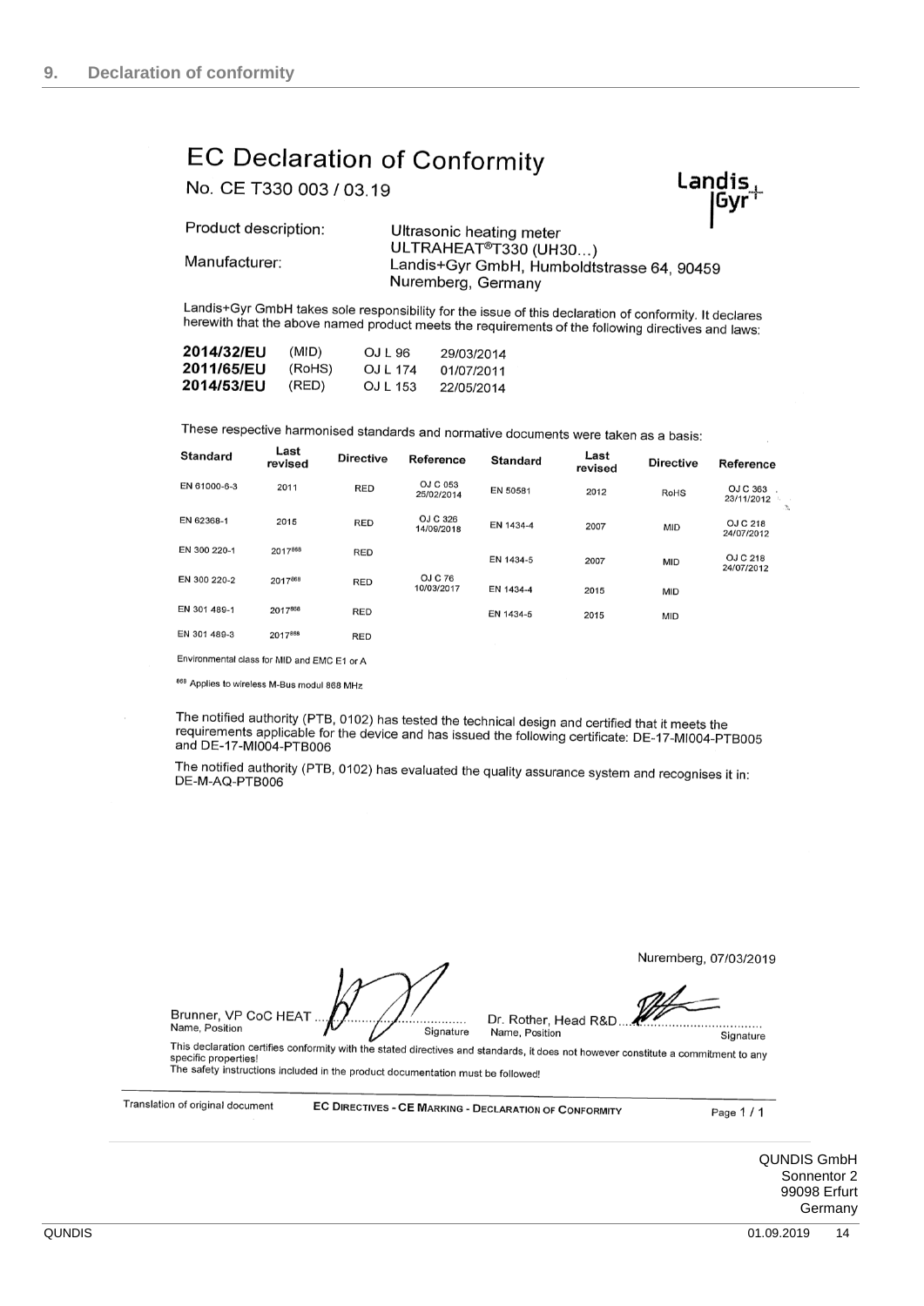## 9. Declaration of conformity

# EC Declaration of Conformity

No. CE T330 003 / 03.19

Landis+Gyr

| | |
|---|---|
| Product description: | Ultrasonic heating meter ULTRAHEAT®T330 (UH30...) |
| Manufacturer: | Landis+Gyr GmbH, Humboldtstrasse 64, 90459 Nuremberg, Germany |

Landis+Gyr GmbH takes sole responsibility for the issue of this declaration of conformity. It declares herewith that the above named product meets the requirements of the following directives and laws:

| | | | |
|---|---|---|---|
| **2014/32/EU** | (MID) | OJ L 96 | 29/03/2014 |
| **2011/65/EU** | (RoHS) | OJ L 174 | 01/07/2011 |
| **2014/53/EU** | (RED) | OJ L 153 | 22/05/2014 |

These respective harmonised standards and normative documents were taken as a basis:

| Standard | Last revised | Directive | Reference | Standard | Last revised | Directive | Reference |
|---|---|---|---|---|---|---|---|
| EN 61000-6-3 | 2011 | RED | OJ C 053 25/02/2014 | EN 50581 | 2012 | RoHS | OJ C 363 23/11/2012 |
| EN 62368-1 | 2015 | RED | OJ C 326 14/09/2018 | EN 1434-4 | 2007 | MID | OJ C 218 24/07/2012 |
| EN 300 220-1 | 2017[868] | RED | | EN 1434-5 | 2007 | MID | OJ C 218 24/07/2012 |
| EN 300 220-2 | 2017[868] | RED | OJ C 76 10/03/2017 | EN 1434-4 | 2015 | MID | |
| EN 301 489-1 | 2017[868] | RED | | EN 1434-5 | 2015 | MID | |
| EN 301 489-3 | 2017[868] | RED | | | | | |

Environmental class for MID and EMC E1 or A

[868] Applies to wireless M-Bus modul 868 MHz

The notified authority (PTB, 0102) has tested the technical design and certified that it meets the requirements applicable for the device and has issued the following certificate: DE-17-MI004-PTB005 and DE-17-MI004-PTB006

The notified authority (PTB, 0102) has evaluated the quality assurance system and recognises it in: DE-M-AQ-PTB006

Nuremberg, 07/03/2019

Brunner, VP CoC HEAT ............................ Signature
Name, Position

Dr. Rother, Head R&D ............................ Signature
Name, Position

This declaration certifies conformity with the stated directives and standards, it does not however constitute a commitment to any specific properties!
The safety instructions included in the product documentation must be followed!

Translation of original document — EC DIRECTIVES - CE MARKING - DECLARATION OF CONFORMITY — Page 1 / 1

QUNDIS GmbH
Sonnentor 2
99098 Erfurt
Germany